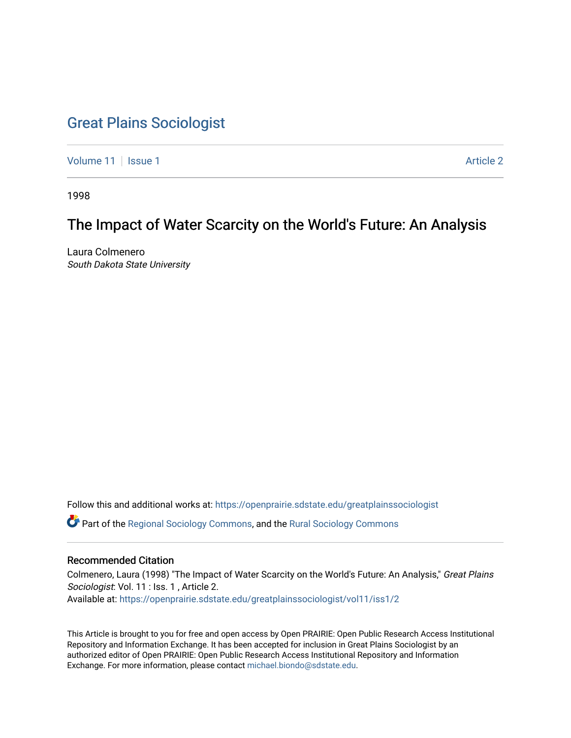# Great Plains Sociologist

Volume 11 | Issue 1 Article 2

1998

## The Impact of Water Scarcity on the World's Future: An Analysis

Laura Colmenero
*South Dakota State University*

Follow this and additional works at: https://openprairie.sdstate.edu/greatplainssociologist

Part of the Regional Sociology Commons, and the Rural Sociology Commons

### Recommended Citation

Colmenero, Laura (1998) "The Impact of Water Scarcity on the World's Future: An Analysis," *Great Plains Sociologist*: Vol. 11 : Iss. 1 , Article 2.
Available at: https://openprairie.sdstate.edu/greatplainssociologist/vol11/iss1/2

This Article is brought to you for free and open access by Open PRAIRIE: Open Public Research Access Institutional Repository and Information Exchange. It has been accepted for inclusion in Great Plains Sociologist by an authorized editor of Open PRAIRIE: Open Public Research Access Institutional Repository and Information Exchange. For more information, please contact michael.biondo@sdstate.edu.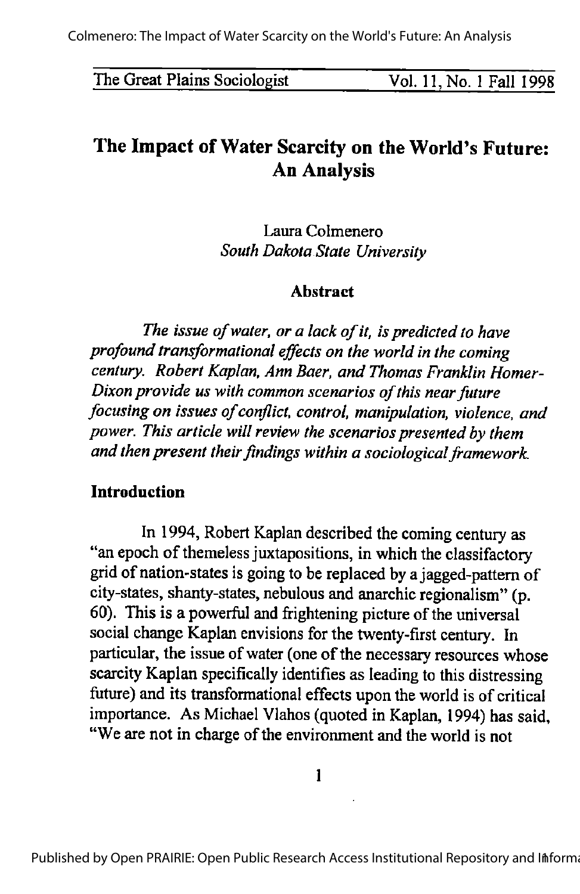# The Impact of Water Scarcity on the World's Future: An Analysis

Laura Colmenero
*South Dakota State University*

## Abstract

*The issue of water, or a lack of it, is predicted to have profound transformational effects on the world in the coming century. Robert Kaplan, Ann Baer, and Thomas Franklin Homer-Dixon provide us with common scenarios of this near future focusing on issues of conflict, control, manipulation, violence, and power. This article will review the scenarios presented by them and then present their findings within a sociological framework.*

## Introduction

In 1994, Robert Kaplan described the coming century as "an epoch of themeless juxtapositions, in which the classifactory grid of nation-states is going to be replaced by a jagged-pattern of city-states, shanty-states, nebulous and anarchic regionalism" (p. 60). This is a powerful and frightening picture of the universal social change Kaplan envisions for the twenty-first century. In particular, the issue of water (one of the necessary resources whose scarcity Kaplan specifically identifies as leading to this distressing future) and its transformational effects upon the world is of critical importance. As Michael Vlahos (quoted in Kaplan, 1994) has said, "We are not in charge of the environment and the world is not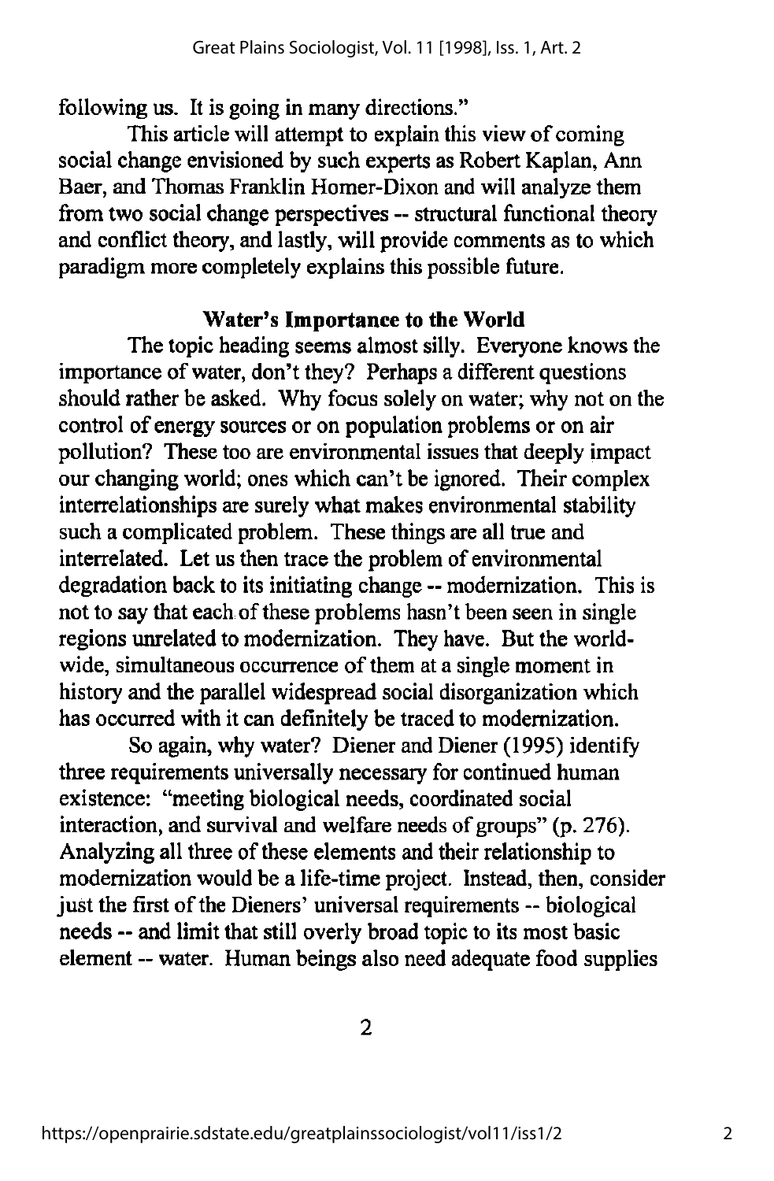following us. It is going in many directions."

This article will attempt to explain this view of coming social change envisioned by such experts as Robert Kaplan, Ann Baer, and Thomas Franklin Homer-Dixon and will analyze them from two social change perspectives -- structural functional theory and conflict theory, and lastly, will provide comments as to which paradigm more completely explains this possible future.

## Water's Importance to the World

The topic heading seems almost silly. Everyone knows the importance of water, don't they? Perhaps a different questions should rather be asked. Why focus solely on water; why not on the control of energy sources or on population problems or on air pollution? These too are environmental issues that deeply impact our changing world; ones which can't be ignored. Their complex interrelationships are surely what makes environmental stability such a complicated problem. These things are all true and interrelated. Let us then trace the problem of environmental degradation back to its initiating change -- modernization. This is not to say that each of these problems hasn't been seen in single regions unrelated to modernization. They have. But the world-wide, simultaneous occurrence of them at a single moment in history and the parallel widespread social disorganization which has occurred with it can definitely be traced to modernization.

So again, why water? Diener and Diener (1995) identify three requirements universally necessary for continued human existence: "meeting biological needs, coordinated social interaction, and survival and welfare needs of groups" (p. 276). Analyzing all three of these elements and their relationship to modernization would be a life-time project. Instead, then, consider just the first of the Dieners' universal requirements -- biological needs -- and limit that still overly broad topic to its most basic element -- water. Human beings also need adequate food supplies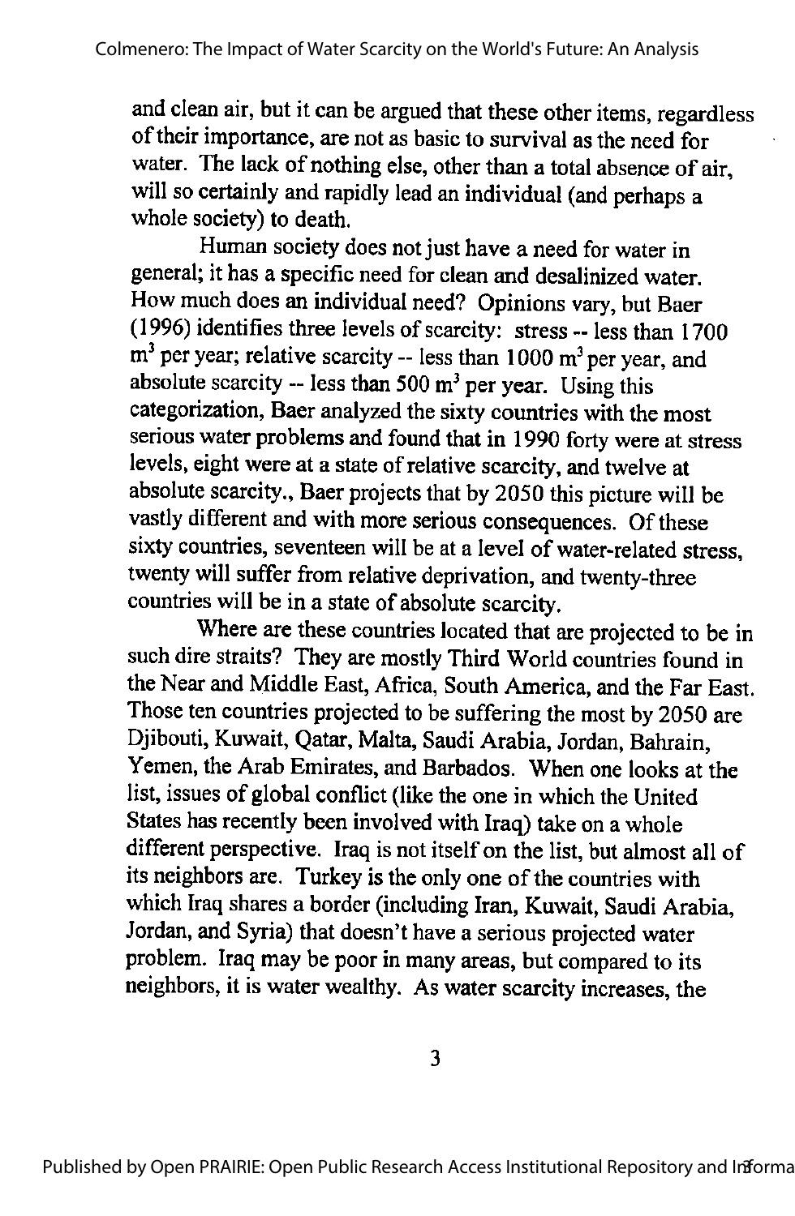and clean air, but it can be argued that these other items, regardless of their importance, are not as basic to survival as the need for water. The lack of nothing else, other than a total absence of air, will so certainly and rapidly lead an individual (and perhaps a whole society) to death.

Human society does not just have a need for water in general; it has a specific need for clean and desalinized water. How much does an individual need? Opinions vary, but Baer (1996) identifies three levels of scarcity: stress -- less than 1700 $m^3$ per year; relative scarcity -- less than 1000 $m^3$ per year, and absolute scarcity -- less than 500 $m^3$ per year. Using this categorization, Baer analyzed the sixty countries with the most serious water problems and found that in 1990 forty were at stress levels, eight were at a state of relative scarcity, and twelve at absolute scarcity., Baer projects that by 2050 this picture will be vastly different and with more serious consequences. Of these sixty countries, seventeen will be at a level of water-related stress, twenty will suffer from relative deprivation, and twenty-three countries will be in a state of absolute scarcity.

Where are these countries located that are projected to be in such dire straits? They are mostly Third World countries found in the Near and Middle East, Africa, South America, and the Far East. Those ten countries projected to be suffering the most by 2050 are Djibouti, Kuwait, Qatar, Malta, Saudi Arabia, Jordan, Bahrain, Yemen, the Arab Emirates, and Barbados. When one looks at the list, issues of global conflict (like the one in which the United States has recently been involved with Iraq) take on a whole different perspective. Iraq is not itself on the list, but almost all of its neighbors are. Turkey is the only one of the countries with which Iraq shares a border (including Iran, Kuwait, Saudi Arabia, Jordan, and Syria) that doesn't have a serious projected water problem. Iraq may be poor in many areas, but compared to its neighbors, it is water wealthy. As water scarcity increases, the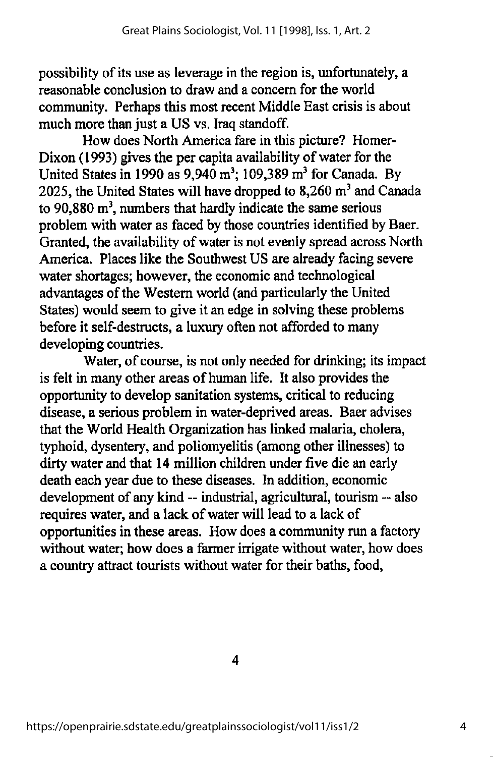possibility of its use as leverage in the region is, unfortunately, a reasonable conclusion to draw and a concern for the world community. Perhaps this most recent Middle East crisis is about much more than just a US vs. Iraq standoff.

How does North America fare in this picture? Homer-Dixon (1993) gives the per capita availability of water for the United States in 1990 as 9,940 $m^3$; 109,389 $m^3$ for Canada. By 2025, the United States will have dropped to 8,260 $m^3$ and Canada to 90,880 $m^3$, numbers that hardly indicate the same serious problem with water as faced by those countries identified by Baer. Granted, the availability of water is not evenly spread across North America. Places like the Southwest US are already facing severe water shortages; however, the economic and technological advantages of the Western world (and particularly the United States) would seem to give it an edge in solving these problems before it self-destructs, a luxury often not afforded to many developing countries.

Water, of course, is not only needed for drinking; its impact is felt in many other areas of human life. It also provides the opportunity to develop sanitation systems, critical to reducing disease, a serious problem in water-deprived areas. Baer advises that the World Health Organization has linked malaria, cholera, typhoid, dysentery, and poliomyelitis (among other illnesses) to dirty water and that 14 million children under five die an early death each year due to these diseases. In addition, economic development of any kind -- industrial, agricultural, tourism -- also requires water, and a lack of water will lead to a lack of opportunities in these areas. How does a community run a factory without water; how does a farmer irrigate without water, how does a country attract tourists without water for their baths, food,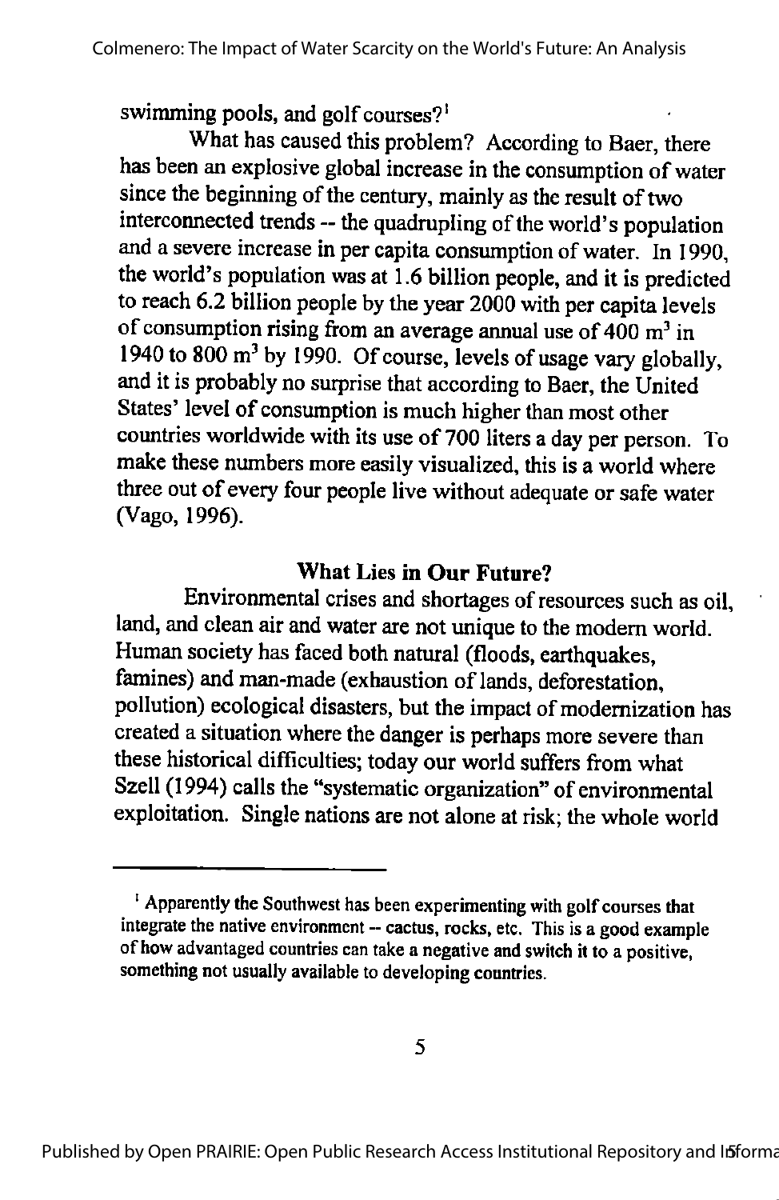swimming pools, and golf courses?[1]

What has caused this problem? According to Baer, there has been an explosive global increase in the consumption of water since the beginning of the century, mainly as the result of two interconnected trends -- the quadrupling of the world's population and a severe increase in per capita consumption of water. In 1990, the world's population was at 1.6 billion people, and it is predicted to reach 6.2 billion people by the year 2000 with per capita levels of consumption rising from an average annual use of 400 $m^3$ in 1940 to 800 $m^3$ by 1990. Of course, levels of usage vary globally, and it is probably no surprise that according to Baer, the United States' level of consumption is much higher than most other countries worldwide with its use of 700 liters a day per person. To make these numbers more easily visualized, this is a world where three out of every four people live without adequate or safe water (Vago, 1996).

## What Lies in Our Future?

Environmental crises and shortages of resources such as oil, land, and clean air and water are not unique to the modern world. Human society has faced both natural (floods, earthquakes, famines) and man-made (exhaustion of lands, deforestation, pollution) ecological disasters, but the impact of modernization has created a situation where the danger is perhaps more severe than these historical difficulties; today our world suffers from what Szell (1994) calls the "systematic organization" of environmental exploitation. Single nations are not alone at risk; the whole world

[1] Apparently the Southwest has been experimenting with golf courses that integrate the native environment -- cactus, rocks, etc. This is a good example of how advantaged countries can take a negative and switch it to a positive, something not usually available to developing countries.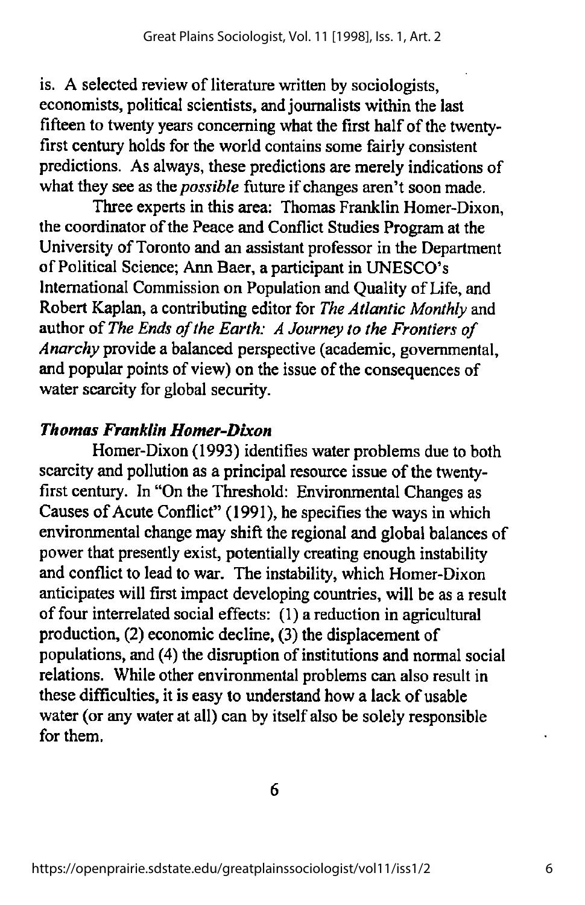is. A selected review of literature written by sociologists, economists, political scientists, and journalists within the last fifteen to twenty years concerning what the first half of the twenty-first century holds for the world contains some fairly consistent predictions. As always, these predictions are merely indications of what they see as the *possible* future if changes aren't soon made.

Three experts in this area: Thomas Franklin Homer-Dixon, the coordinator of the Peace and Conflict Studies Program at the University of Toronto and an assistant professor in the Department of Political Science; Ann Baer, a participant in UNESCO's International Commission on Population and Quality of Life, and Robert Kaplan, a contributing editor for *The Atlantic Monthly* and author of *The Ends of the Earth: A Journey to the Frontiers of Anarchy* provide a balanced perspective (academic, governmental, and popular points of view) on the issue of the consequences of water scarcity for global security.

### *Thomas Franklin Homer-Dixon*

Homer-Dixon (1993) identifies water problems due to both scarcity and pollution as a principal resource issue of the twenty-first century. In "On the Threshold: Environmental Changes as Causes of Acute Conflict" (1991), he specifies the ways in which environmental change may shift the regional and global balances of power that presently exist, potentially creating enough instability and conflict to lead to war. The instability, which Homer-Dixon anticipates will first impact developing countries, will be as a result of four interrelated social effects: (1) a reduction in agricultural production, (2) economic decline, (3) the displacement of populations, and (4) the disruption of institutions and normal social relations. While other environmental problems can also result in these difficulties, it is easy to understand how a lack of usable water (or any water at all) can by itself also be solely responsible for them.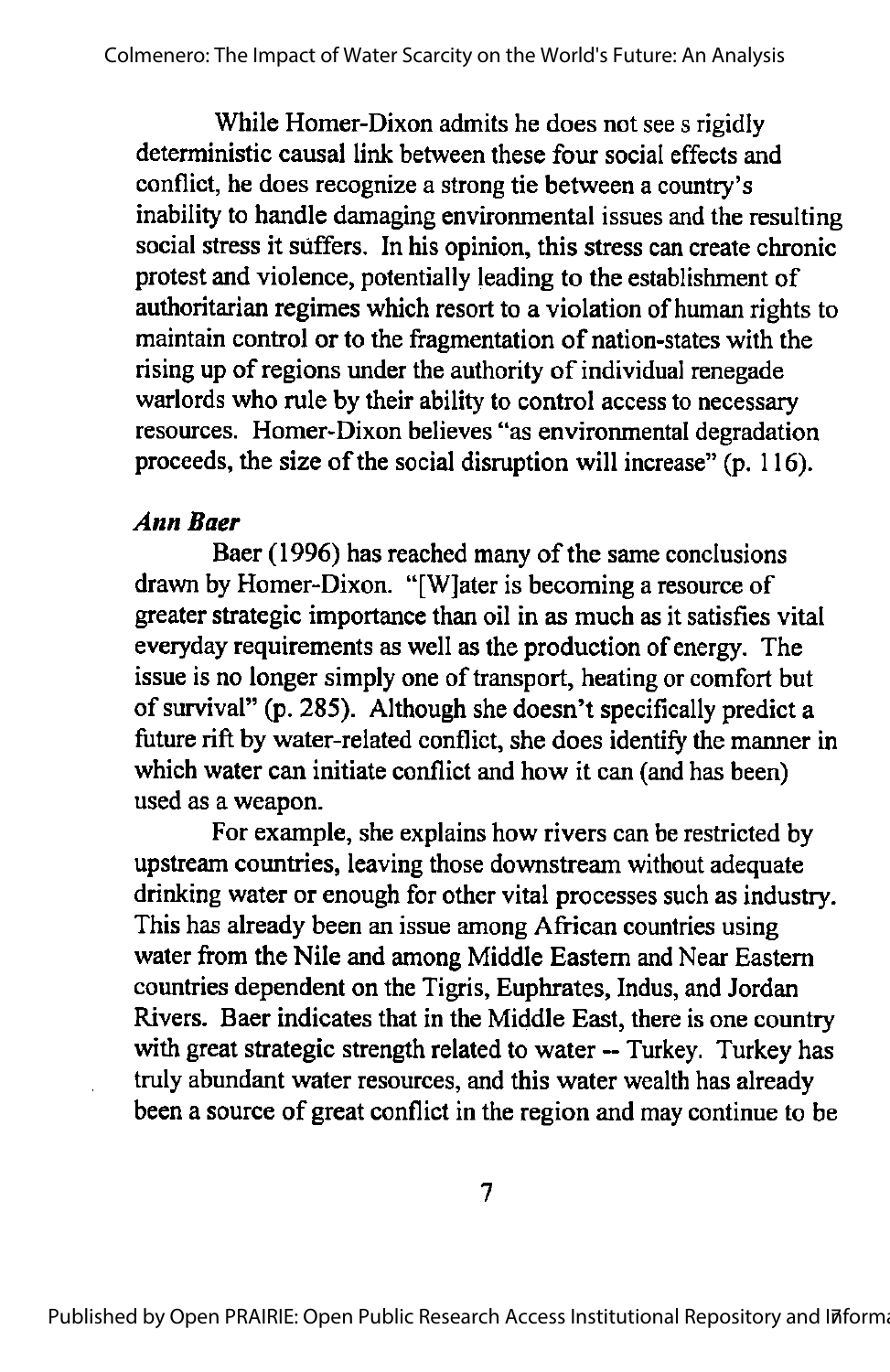While Homer-Dixon admits he does not see s rigidly deterministic causal link between these four social effects and conflict, he does recognize a strong tie between a country's inability to handle damaging environmental issues and the resulting social stress it suffers. In his opinion, this stress can create chronic protest and violence, potentially leading to the establishment of authoritarian regimes which resort to a violation of human rights to maintain control or to the fragmentation of nation-states with the rising up of regions under the authority of individual renegade warlords who rule by their ability to control access to necessary resources. Homer-Dixon believes "as environmental degradation proceeds, the size of the social disruption will increase" (p. 116).

### *Ann Baer*

Baer (1996) has reached many of the same conclusions drawn by Homer-Dixon. "[W]ater is becoming a resource of greater strategic importance than oil in as much as it satisfies vital everyday requirements as well as the production of energy. The issue is no longer simply one of transport, heating or comfort but of survival" (p. 285). Although she doesn't specifically predict a future rift by water-related conflict, she does identify the manner in which water can initiate conflict and how it can (and has been) used as a weapon.

For example, she explains how rivers can be restricted by upstream countries, leaving those downstream without adequate drinking water or enough for other vital processes such as industry. This has already been an issue among African countries using water from the Nile and among Middle Eastern and Near Eastern countries dependent on the Tigris, Euphrates, Indus, and Jordan Rivers. Baer indicates that in the Middle East, there is one country with great strategic strength related to water -- Turkey. Turkey has truly abundant water resources, and this water wealth has already been a source of great conflict in the region and may continue to be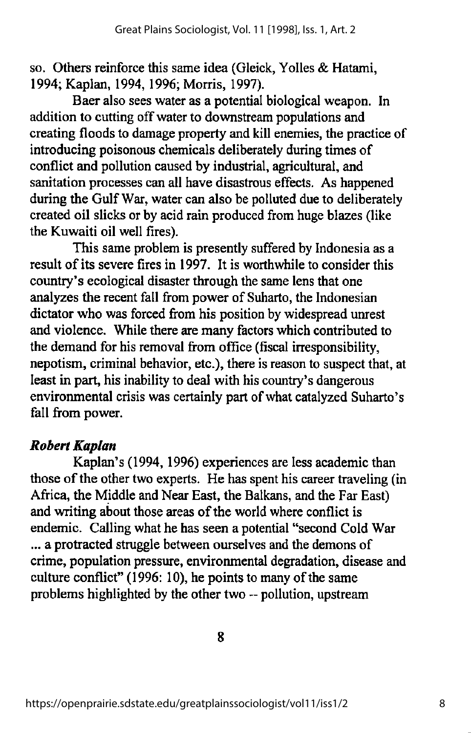so. Others reinforce this same idea (Gleick, Yolles & Hatami, 1994; Kaplan, 1994, 1996; Morris, 1997).

Baer also sees water as a potential biological weapon. In addition to cutting off water to downstream populations and creating floods to damage property and kill enemies, the practice of introducing poisonous chemicals deliberately during times of conflict and pollution caused by industrial, agricultural, and sanitation processes can all have disastrous effects. As happened during the Gulf War, water can also be polluted due to deliberately created oil slicks or by acid rain produced from huge blazes (like the Kuwaiti oil well fires).

This same problem is presently suffered by Indonesia as a result of its severe fires in 1997. It is worthwhile to consider this country's ecological disaster through the same lens that one analyzes the recent fall from power of Suharto, the Indonesian dictator who was forced from his position by widespread unrest and violence. While there are many factors which contributed to the demand for his removal from office (fiscal irresponsibility, nepotism, criminal behavior, etc.), there is reason to suspect that, at least in part, his inability to deal with his country's dangerous environmental crisis was certainly part of what catalyzed Suharto's fall from power.

### *Robert Kaplan*

Kaplan's (1994, 1996) experiences are less academic than those of the other two experts. He has spent his career traveling (in Africa, the Middle and Near East, the Balkans, and the Far East) and writing about those areas of the world where conflict is endemic. Calling what he has seen a potential "second Cold War ... a protracted struggle between ourselves and the demons of crime, population pressure, environmental degradation, disease and culture conflict" (1996: 10), he points to many of the same problems highlighted by the other two -- pollution, upstream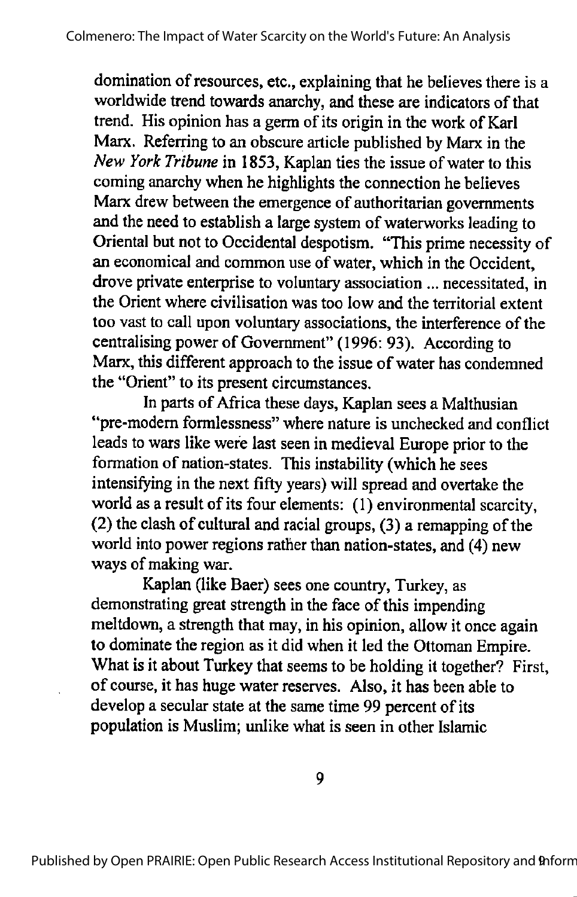domination of resources, etc., explaining that he believes there is a worldwide trend towards anarchy, and these are indicators of that trend. His opinion has a germ of its origin in the work of Karl Marx. Referring to an obscure article published by Marx in the *New York Tribune* in 1853, Kaplan ties the issue of water to this coming anarchy when he highlights the connection he believes Marx drew between the emergence of authoritarian governments and the need to establish a large system of waterworks leading to Oriental but not to Occidental despotism. "This prime necessity of an economical and common use of water, which in the Occident, drove private enterprise to voluntary association ... necessitated, in the Orient where civilisation was too low and the territorial extent too vast to call upon voluntary associations, the interference of the centralising power of Government" (1996: 93). According to Marx, this different approach to the issue of water has condemned the "Orient" to its present circumstances.

In parts of Africa these days, Kaplan sees a Malthusian "pre-modern formlessness" where nature is unchecked and conflict leads to wars like were last seen in medieval Europe prior to the formation of nation-states. This instability (which he sees intensifying in the next fifty years) will spread and overtake the world as a result of its four elements: (1) environmental scarcity, (2) the clash of cultural and racial groups, (3) a remapping of the world into power regions rather than nation-states, and (4) new ways of making war.

Kaplan (like Baer) sees one country, Turkey, as demonstrating great strength in the face of this impending meltdown, a strength that may, in his opinion, allow it once again to dominate the region as it did when it led the Ottoman Empire. What is it about Turkey that seems to be holding it together? First, of course, it has huge water reserves. Also, it has been able to develop a secular state at the same time 99 percent of its population is Muslim; unlike what is seen in other Islamic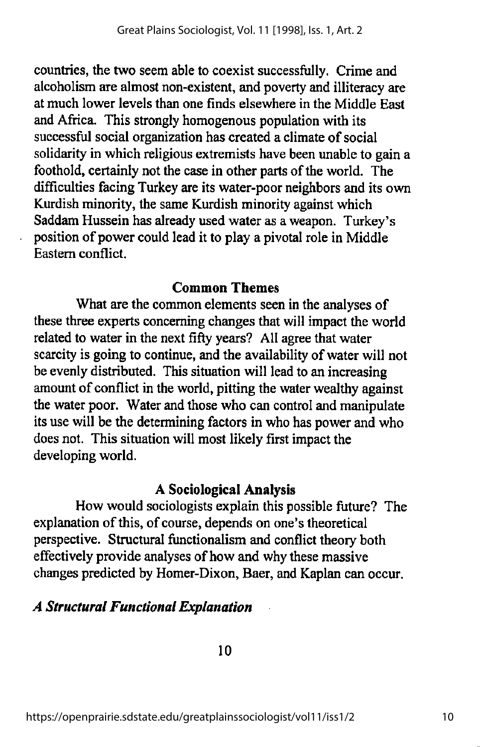countries, the two seem able to coexist successfully. Crime and alcoholism are almost non-existent, and poverty and illiteracy are at much lower levels than one finds elsewhere in the Middle East and Africa. This strongly homogenous population with its successful social organization has created a climate of social solidarity in which religious extremists have been unable to gain a foothold, certainly not the case in other parts of the world. The difficulties facing Turkey are its water-poor neighbors and its own Kurdish minority, the same Kurdish minority against which Saddam Hussein has already used water as a weapon. Turkey's position of power could lead it to play a pivotal role in Middle Eastern conflict.

## Common Themes

What are the common elements seen in the analyses of these three experts concerning changes that will impact the world related to water in the next fifty years? All agree that water scarcity is going to continue, and the availability of water will not be evenly distributed. This situation will lead to an increasing amount of conflict in the world, pitting the water wealthy against the water poor. Water and those who can control and manipulate its use will be the determining factors in who has power and who does not. This situation will most likely first impact the developing world.

## A Sociological Analysis

How would sociologists explain this possible future? The explanation of this, of course, depends on one's theoretical perspective. Structural functionalism and conflict theory both effectively provide analyses of how and why these massive changes predicted by Homer-Dixon, Baer, and Kaplan can occur.

### *A Structural Functional Explanation*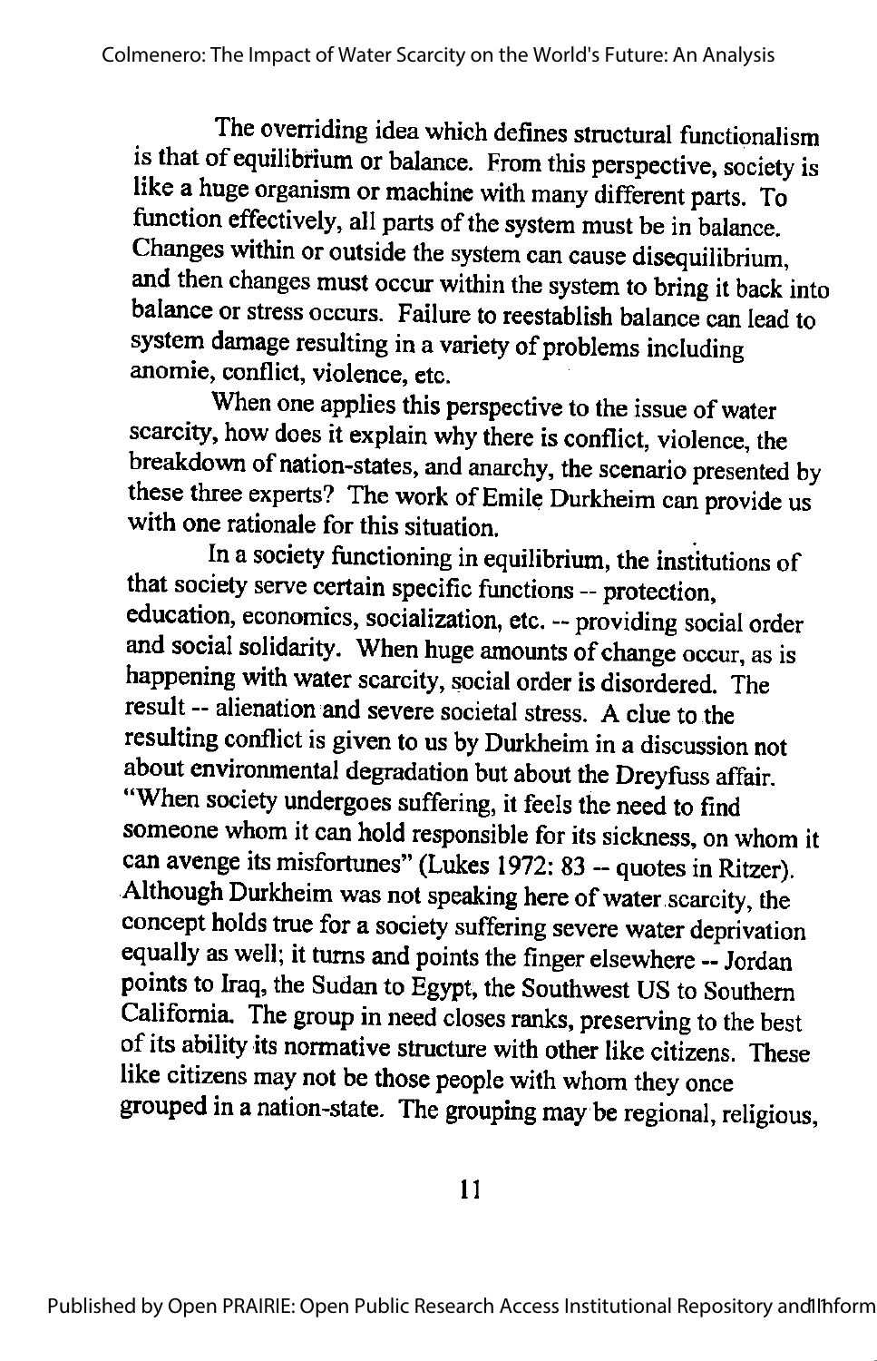The overriding idea which defines structural functionalism is that of equilibrium or balance. From this perspective, society is like a huge organism or machine with many different parts. To function effectively, all parts of the system must be in balance. Changes within or outside the system can cause disequilibrium, and then changes must occur within the system to bring it back into balance or stress occurs. Failure to reestablish balance can lead to system damage resulting in a variety of problems including anomie, conflict, violence, etc.

When one applies this perspective to the issue of water scarcity, how does it explain why there is conflict, violence, the breakdown of nation-states, and anarchy, the scenario presented by these three experts? The work of Emile Durkheim can provide us with one rationale for this situation.

In a society functioning in equilibrium, the institutions of that society serve certain specific functions -- protection, education, economics, socialization, etc. -- providing social order and social solidarity. When huge amounts of change occur, as is happening with water scarcity, social order is disordered. The result -- alienation and severe societal stress. A clue to the resulting conflict is given to us by Durkheim in a discussion not about environmental degradation but about the Dreyfuss affair. "When society undergoes suffering, it feels the need to find someone whom it can hold responsible for its sickness, on whom it can avenge its misfortunes" (Lukes 1972: 83 -- quotes in Ritzer). Although Durkheim was not speaking here of water scarcity, the concept holds true for a society suffering severe water deprivation equally as well; it turns and points the finger elsewhere -- Jordan points to Iraq, the Sudan to Egypt, the Southwest US to Southern California. The group in need closes ranks, preserving to the best of its ability its normative structure with other like citizens. These like citizens may not be those people with whom they once grouped in a nation-state. The grouping may be regional, religious,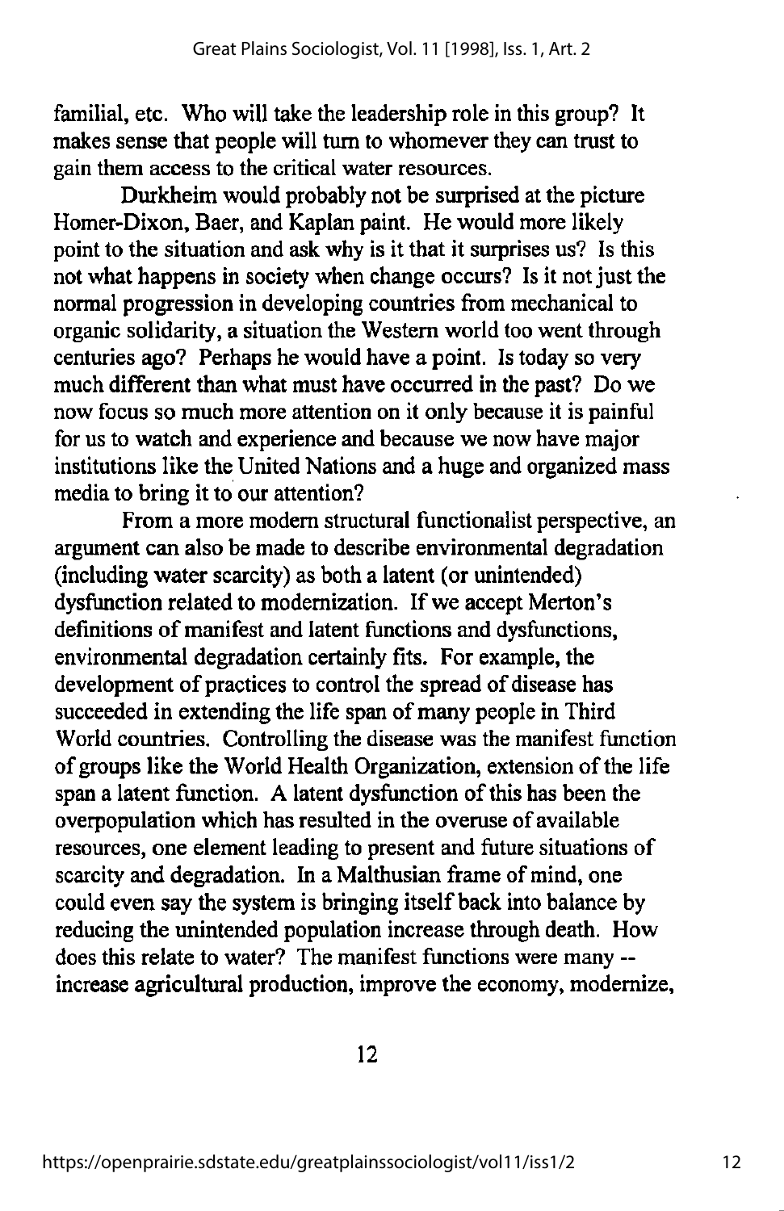familial, etc. Who will take the leadership role in this group? It makes sense that people will turn to whomever they can trust to gain them access to the critical water resources.

Durkheim would probably not be surprised at the picture Homer-Dixon, Baer, and Kaplan paint. He would more likely point to the situation and ask why is it that it surprises us? Is this not what happens in society when change occurs? Is it not just the normal progression in developing countries from mechanical to organic solidarity, a situation the Western world too went through centuries ago? Perhaps he would have a point. Is today so very much different than what must have occurred in the past? Do we now focus so much more attention on it only because it is painful for us to watch and experience and because we now have major institutions like the United Nations and a huge and organized mass media to bring it to our attention?

From a more modern structural functionalist perspective, an argument can also be made to describe environmental degradation (including water scarcity) as both a latent (or unintended) dysfunction related to modernization. If we accept Merton's definitions of manifest and latent functions and dysfunctions, environmental degradation certainly fits. For example, the development of practices to control the spread of disease has succeeded in extending the life span of many people in Third World countries. Controlling the disease was the manifest function of groups like the World Health Organization, extension of the life span a latent function. A latent dysfunction of this has been the overpopulation which has resulted in the overuse of available resources, one element leading to present and future situations of scarcity and degradation. In a Malthusian frame of mind, one could even say the system is bringing itself back into balance by reducing the unintended population increase through death. How does this relate to water? The manifest functions were many -- increase agricultural production, improve the economy, modernize,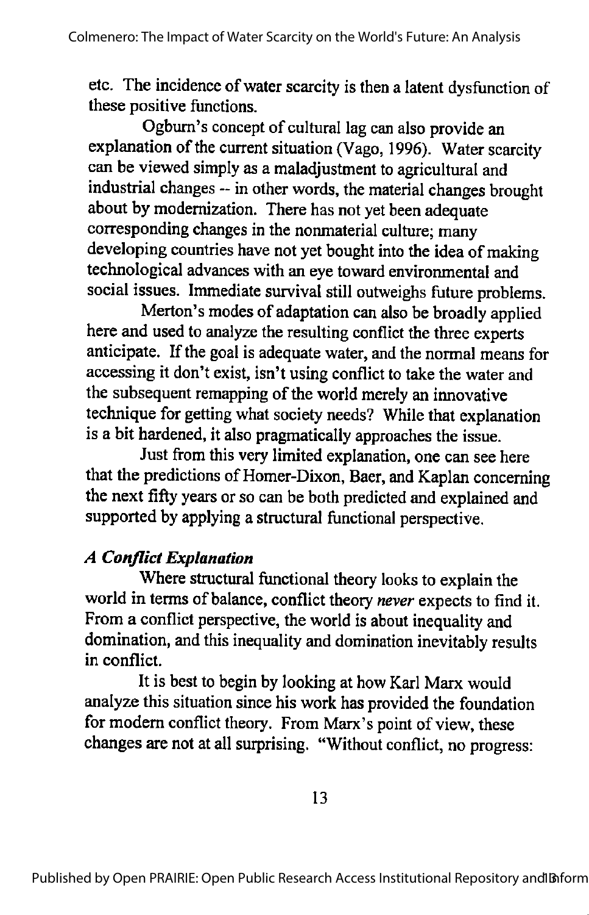etc. The incidence of water scarcity is then a latent dysfunction of these positive functions.

Ogburn's concept of cultural lag can also provide an explanation of the current situation (Vago, 1996). Water scarcity can be viewed simply as a maladjustment to agricultural and industrial changes -- in other words, the material changes brought about by modernization. There has not yet been adequate corresponding changes in the nonmaterial culture; many developing countries have not yet bought into the idea of making technological advances with an eye toward environmental and social issues. Immediate survival still outweighs future problems.

Merton's modes of adaptation can also be broadly applied here and used to analyze the resulting conflict the three experts anticipate. If the goal is adequate water, and the normal means for accessing it don't exist, isn't using conflict to take the water and the subsequent remapping of the world merely an innovative technique for getting what society needs? While that explanation is a bit hardened, it also pragmatically approaches the issue.

Just from this very limited explanation, one can see here that the predictions of Homer-Dixon, Baer, and Kaplan concerning the next fifty years or so can be both predicted and explained and supported by applying a structural functional perspective.

### *A Conflict Explanation*

Where structural functional theory looks to explain the world in terms of balance, conflict theory *never* expects to find it. From a conflict perspective, the world is about inequality and domination, and this inequality and domination inevitably results in conflict.

It is best to begin by looking at how Karl Marx would analyze this situation since his work has provided the foundation for modern conflict theory. From Marx's point of view, these changes are not at all surprising. "Without conflict, no progress: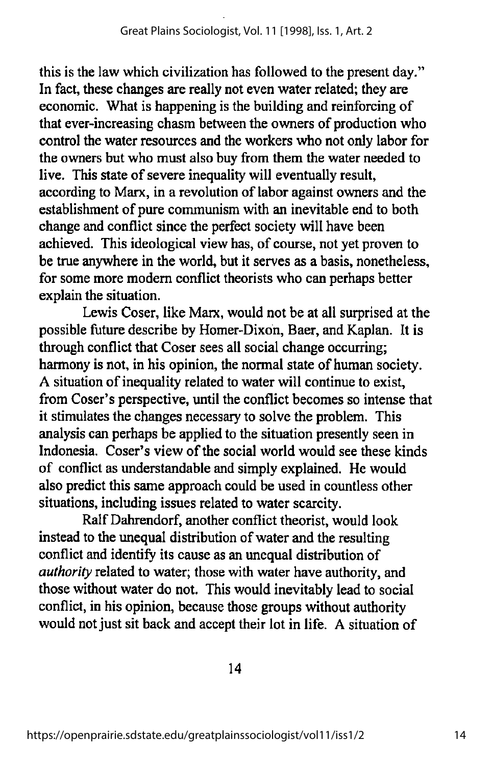this is the law which civilization has followed to the present day." In fact, these changes are really not even water related; they are economic. What is happening is the building and reinforcing of that ever-increasing chasm between the owners of production who control the water resources and the workers who not only labor for the owners but who must also buy from them the water needed to live. This state of severe inequality will eventually result, according to Marx, in a revolution of labor against owners and the establishment of pure communism with an inevitable end to both change and conflict since the perfect society will have been achieved. This ideological view has, of course, not yet proven to be true anywhere in the world, but it serves as a basis, nonetheless, for some more modern conflict theorists who can perhaps better explain the situation.

Lewis Coser, like Marx, would not be at all surprised at the possible future describe by Homer-Dixon, Baer, and Kaplan. It is through conflict that Coser sees all social change occurring; harmony is not, in his opinion, the normal state of human society. A situation of inequality related to water will continue to exist, from Coser's perspective, until the conflict becomes so intense that it stimulates the changes necessary to solve the problem. This analysis can perhaps be applied to the situation presently seen in Indonesia. Coser's view of the social world would see these kinds of conflict as understandable and simply explained. He would also predict this same approach could be used in countless other situations, including issues related to water scarcity.

Ralf Dahrendorf, another conflict theorist, would look instead to the unequal distribution of water and the resulting conflict and identify its cause as an unequal distribution of *authority* related to water; those with water have authority, and those without water do not. This would inevitably lead to social conflict, in his opinion, because those groups without authority would not just sit back and accept their lot in life. A situation of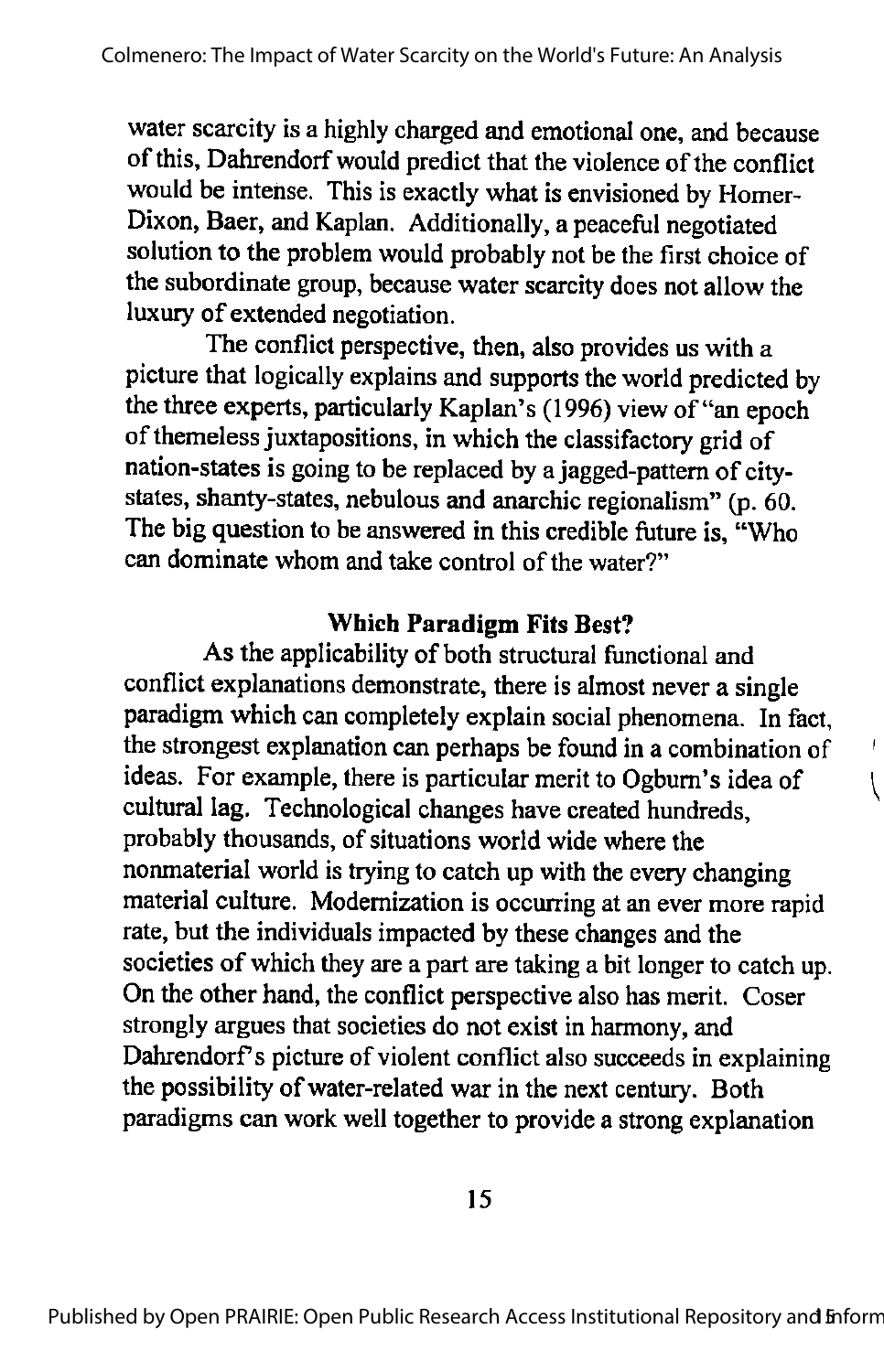water scarcity is a highly charged and emotional one, and because of this, Dahrendorf would predict that the violence of the conflict would be intense. This is exactly what is envisioned by Homer-Dixon, Baer, and Kaplan. Additionally, a peaceful negotiated solution to the problem would probably not be the first choice of the subordinate group, because water scarcity does not allow the luxury of extended negotiation.

The conflict perspective, then, also provides us with a picture that logically explains and supports the world predicted by the three experts, particularly Kaplan's (1996) view of "an epoch of themeless juxtapositions, in which the classifactory grid of nation-states is going to be replaced by a jagged-pattern of city-states, shanty-states, nebulous and anarchic regionalism" (p. 60. The big question to be answered in this credible future is, "Who can dominate whom and take control of the water?"

## Which Paradigm Fits Best?

As the applicability of both structural functional and conflict explanations demonstrate, there is almost never a single paradigm which can completely explain social phenomena. In fact, the strongest explanation can perhaps be found in a combination of ideas. For example, there is particular merit to Ogburn's idea of cultural lag. Technological changes have created hundreds, probably thousands, of situations world wide where the nonmaterial world is trying to catch up with the every changing material culture. Modernization is occurring at an ever more rapid rate, but the individuals impacted by these changes and the societies of which they are a part are taking a bit longer to catch up. On the other hand, the conflict perspective also has merit. Coser strongly argues that societies do not exist in harmony, and Dahrendorf's picture of violent conflict also succeeds in explaining the possibility of water-related war in the next century. Both paradigms can work well together to provide a strong explanation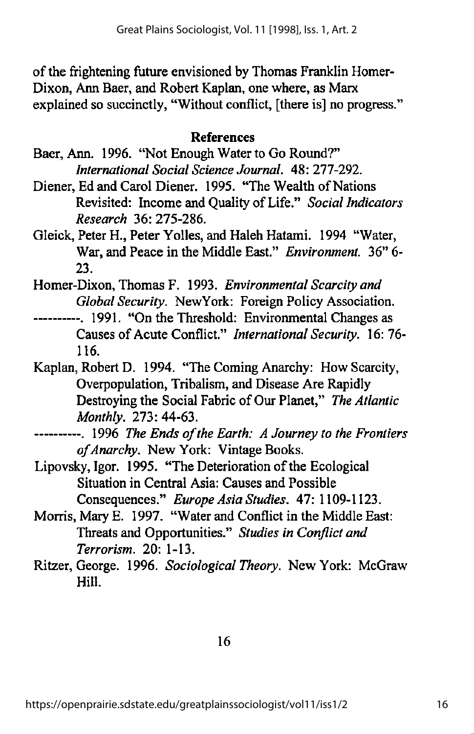of the frightening future envisioned by Thomas Franklin Homer-Dixon, Ann Baer, and Robert Kaplan, one where, as Marx explained so succinctly, "Without conflict, [there is] no progress."

## References

Baer, Ann. 1996. "Not Enough Water to Go Round?" *International Social Science Journal*. 48: 277-292.

Diener, Ed and Carol Diener. 1995. "The Wealth of Nations Revisited: Income and Quality of Life." *Social Indicators Research* 36: 275-286.

Gleick, Peter H., Peter Yolles, and Haleh Hatami. 1994 "Water, War, and Peace in the Middle East." *Environment*. 36" 6-23.

Homer-Dixon, Thomas F. 1993. *Environmental Scarcity and Global Security*. NewYork: Foreign Policy Association.

----------. 1991. "On the Threshold: Environmental Changes as Causes of Acute Conflict." *International Security*. 16: 76-116.

Kaplan, Robert D. 1994. "The Coming Anarchy: How Scarcity, Overpopulation, Tribalism, and Disease Are Rapidly Destroying the Social Fabric of Our Planet," *The Atlantic Monthly*. 273: 44-63.

----------. 1996 *The Ends of the Earth: A Journey to the Frontiers of Anarchy*. New York: Vintage Books.

Lipovsky, Igor. 1995. "The Deterioration of the Ecological Situation in Central Asia: Causes and Possible Consequences." *Europe Asia Studies*. 47: 1109-1123.

Morris, Mary E. 1997. "Water and Conflict in the Middle East: Threats and Opportunities." *Studies in Conflict and Terrorism*. 20: 1-13.

Ritzer, George. 1996. *Sociological Theory*. New York: McGraw Hill.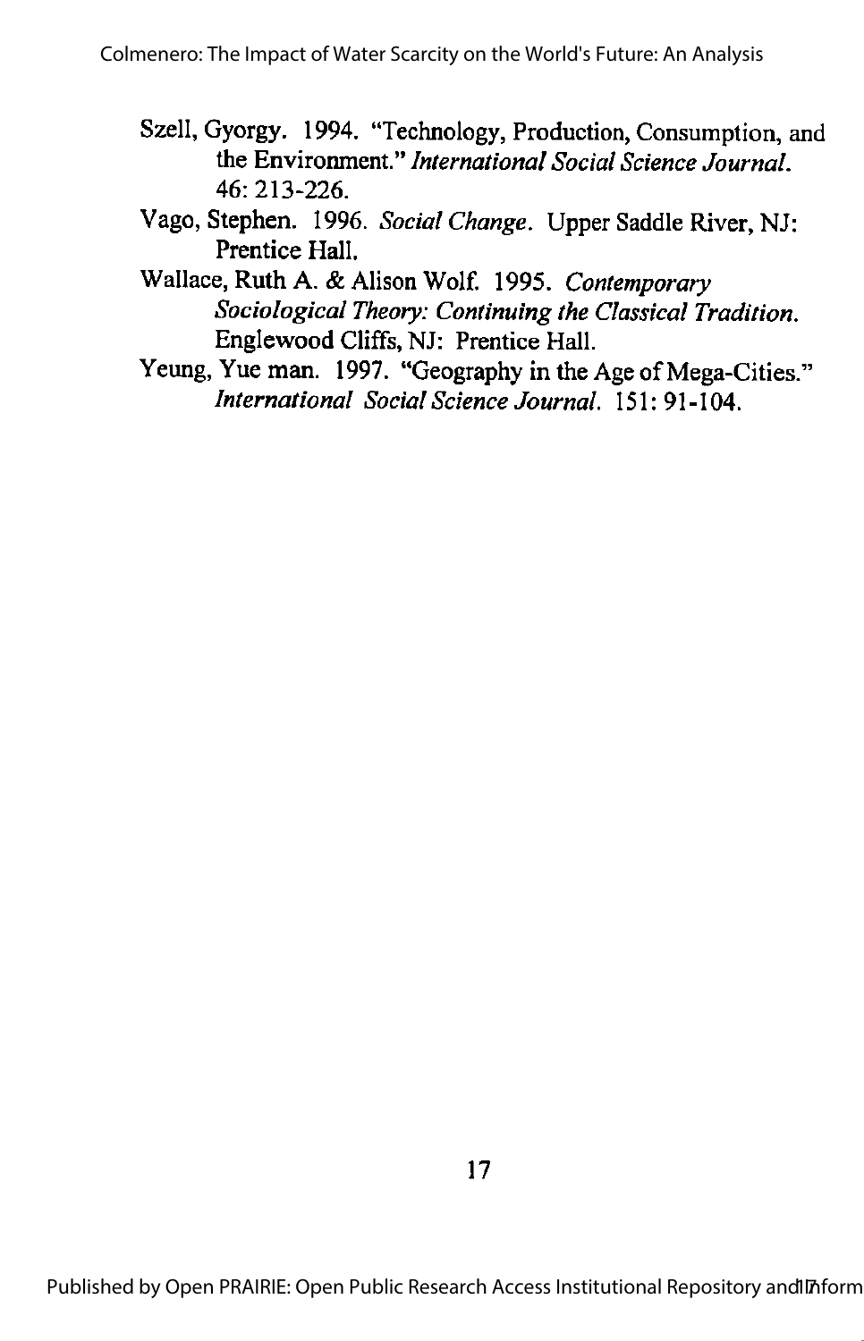Szell, Gyorgy. 1994. "Technology, Production, Consumption, and the Environment." *International Social Science Journal*. 46: 213-226.

Vago, Stephen. 1996. *Social Change*. Upper Saddle River, NJ: Prentice Hall.

Wallace, Ruth A. & Alison Wolf. 1995. *Contemporary Sociological Theory: Continuing the Classical Tradition*. Englewood Cliffs, NJ: Prentice Hall.

Yeung, Yue man. 1997. "Geography in the Age of Mega-Cities." *International Social Science Journal*. 151: 91-104.